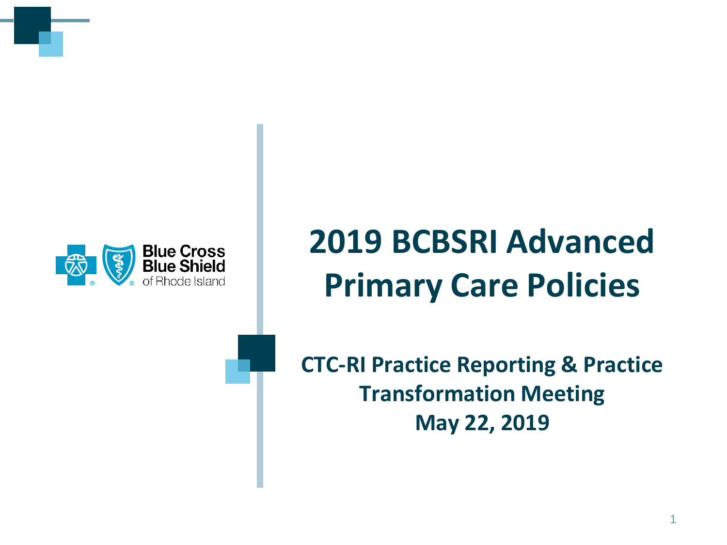# 2019 BCBSRI Advanced Primary Care Policies

**CTC-RI Practice Reporting & Practice Transformation Meeting**
**May 22, 2019**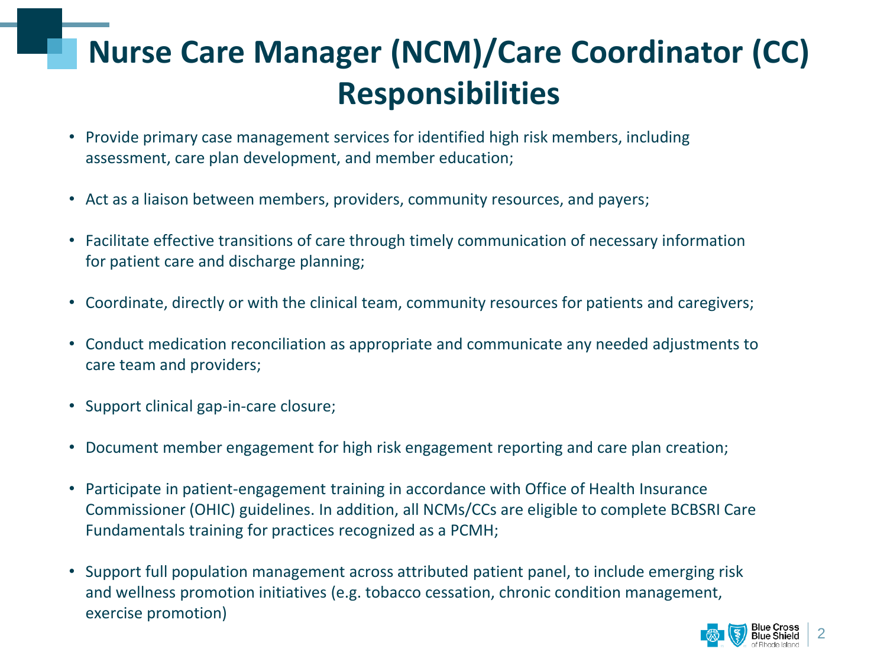# Nurse Care Manager (NCM)/Care Coordinator (CC) Responsibilities

- Provide primary case management services for identified high risk members, including assessment, care plan development, and member education;
- Act as a liaison between members, providers, community resources, and payers;
- Facilitate effective transitions of care through timely communication of necessary information for patient care and discharge planning;
- Coordinate, directly or with the clinical team, community resources for patients and caregivers;
- Conduct medication reconciliation as appropriate and communicate any needed adjustments to care team and providers;
- Support clinical gap-in-care closure;
- Document member engagement for high risk engagement reporting and care plan creation;
- Participate in patient-engagement training in accordance with Office of Health Insurance Commissioner (OHIC) guidelines. In addition, all NCMs/CCs are eligible to complete BCBSRI Care Fundamentals training for practices recognized as a PCMH;
- Support full population management across attributed patient panel, to include emerging risk and wellness promotion initiatives (e.g. tobacco cessation, chronic condition management, exercise promotion)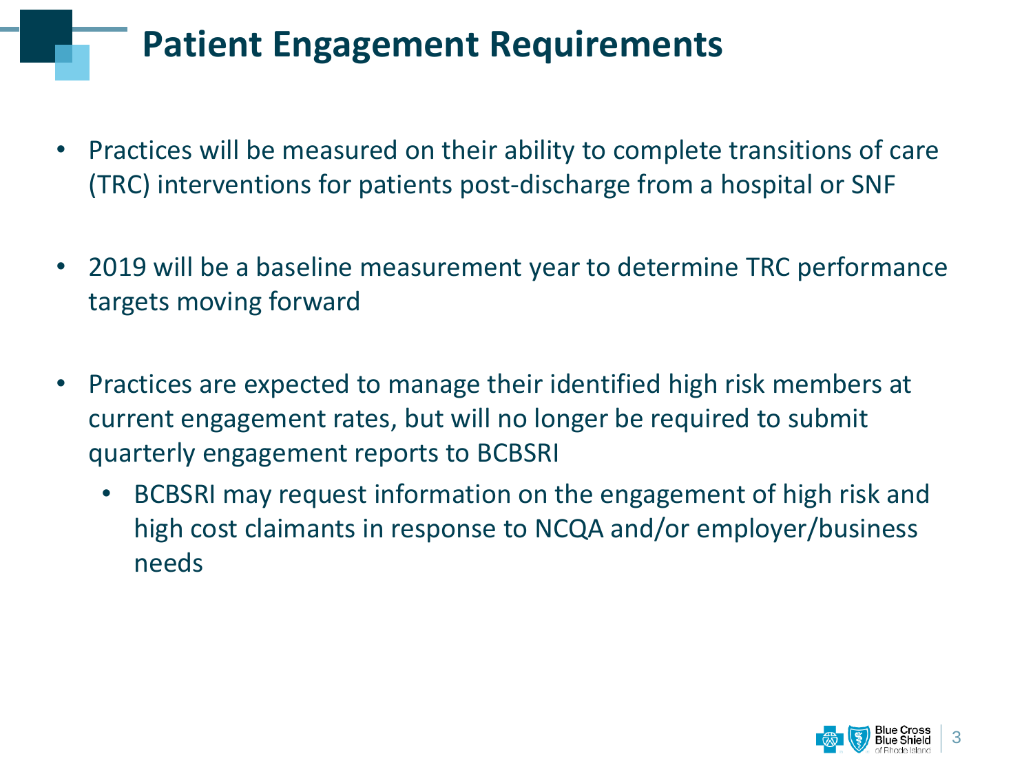# Patient Engagement Requirements

- Practices will be measured on their ability to complete transitions of care (TRC) interventions for patients post-discharge from a hospital or SNF
- 2019 will be a baseline measurement year to determine TRC performance targets moving forward
- Practices are expected to manage their identified high risk members at current engagement rates, but will no longer be required to submit quarterly engagement reports to BCBSRI
  - BCBSRI may request information on the engagement of high risk and high cost claimants in response to NCQA and/or employer/business needs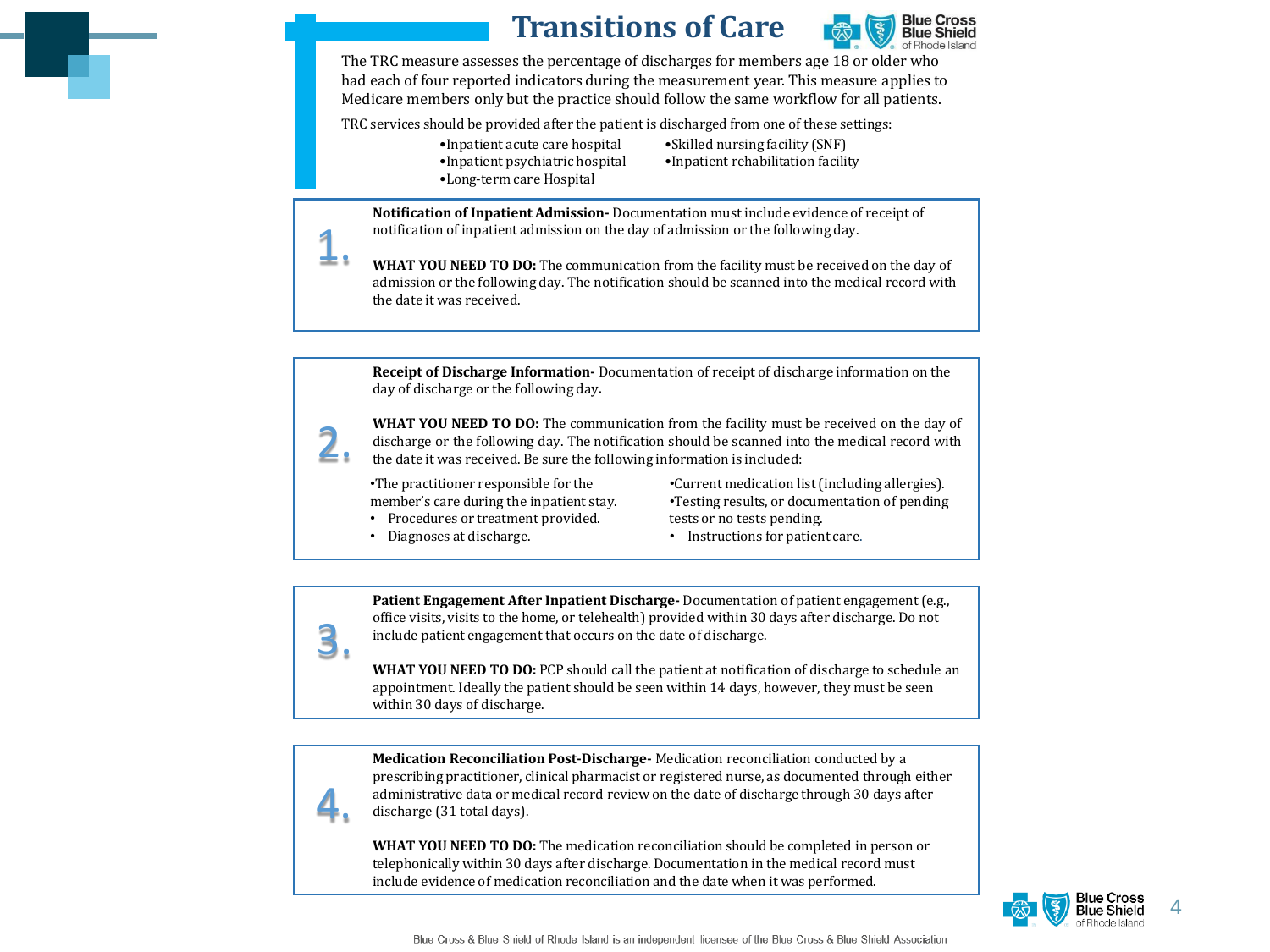# Transitions of Care

The TRC measure assesses the percentage of discharges for members age 18 or older who had each of four reported indicators during the measurement year. This measure applies to Medicare members only but the practice should follow the same workflow for all patients.

TRC services should be provided after the patient is discharged from one of these settings:

- Inpatient acute care hospital
- Inpatient psychiatric hospital
- Long-term care Hospital
- Skilled nursing facility (SNF)
- Inpatient rehabilitation facility

## 1.

**Notification of Inpatient Admission-** Documentation must include evidence of receipt of notification of inpatient admission on the day of admission or the following day.

**WHAT YOU NEED TO DO:** The communication from the facility must be received on the day of admission or the following day. The notification should be scanned into the medical record with the date it was received.

## 2.

**Receipt of Discharge Information-** Documentation of receipt of discharge information on the day of discharge or the following day**.**

**WHAT YOU NEED TO DO:** The communication from the facility must be received on the day of discharge or the following day. The notification should be scanned into the medical record with the date it was received. Be sure the following information is included:

- The practitioner responsible for the member's care during the inpatient stay.
- Procedures or treatment provided.
- Diagnoses at discharge.
- Current medication list (including allergies).
- Testing results, or documentation of pending tests or no tests pending.
- Instructions for patient care.

## 3.

**Patient Engagement After Inpatient Discharge-** Documentation of patient engagement (e.g., office visits, visits to the home, or telehealth) provided within 30 days after discharge. Do not include patient engagement that occurs on the date of discharge.

**WHAT YOU NEED TO DO:** PCP should call the patient at notification of discharge to schedule an appointment. Ideally the patient should be seen within 14 days, however, they must be seen within 30 days of discharge.

## 4.

**Medication Reconciliation Post-Discharge-** Medication reconciliation conducted by a prescribing practitioner, clinical pharmacist or registered nurse, as documented through either administrative data or medical record review on the date of discharge through 30 days after discharge (31 total days).

**WHAT YOU NEED TO DO:** The medication reconciliation should be completed in person or telephonically within 30 days after discharge. Documentation in the medical record must include evidence of medication reconciliation and the date when it was performed.

Blue Cross & Blue Shield of Rhode Island is an independent licensee of the Blue Cross & Blue Shield Association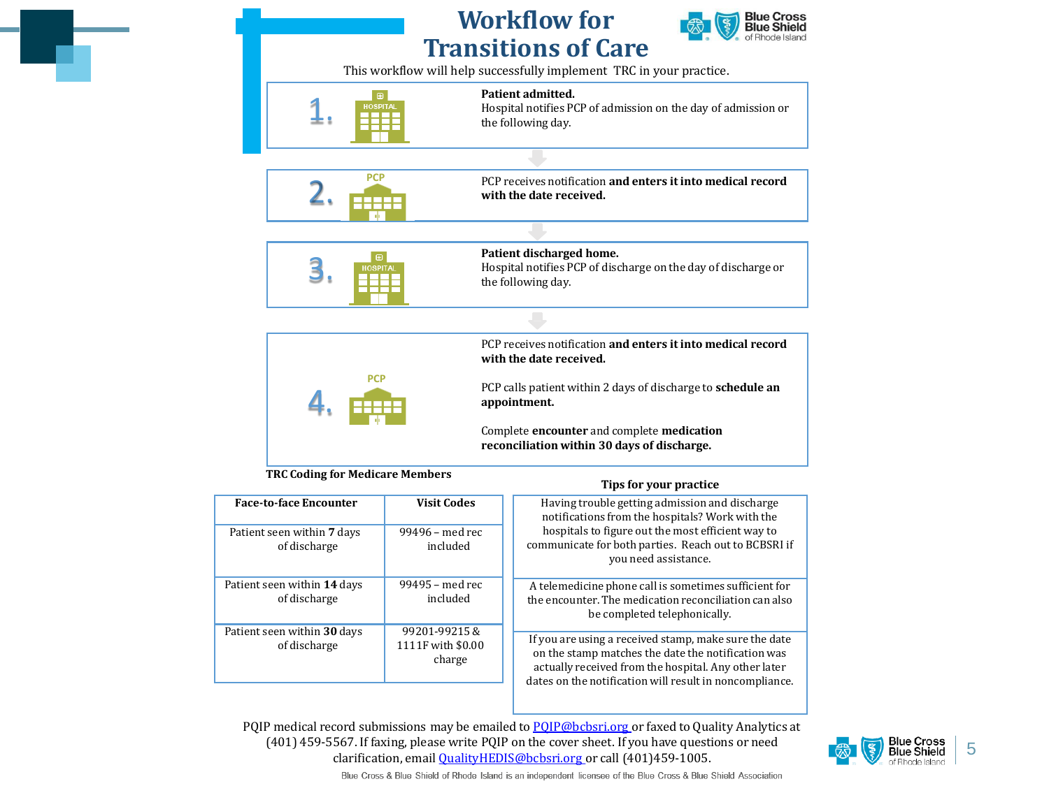# Workflow for Transitions of Care

This workflow will help successfully implement TRC in your practice.

**1.** HOSPITAL

**Patient admitted.**
Hospital notifies PCP of admission on the day of admission or the following day.

**2.** PCP

PCP receives notification **and enters it into medical record with the date received.**

**3.** HOSPITAL

**Patient discharged home.**
Hospital notifies PCP of discharge on the day of discharge or the following day.

**4.** PCP

PCP receives notification **and enters it into medical record with the date received.**

PCP calls patient within 2 days of discharge to **schedule an appointment.**

Complete **encounter** and complete **medication reconciliation within 30 days of discharge.**

**TRC Coding for Medicare Members**

| Face-to-face Encounter | Visit Codes |
|---|---|
| Patient seen within **7** days of discharge | 99496 – med rec included |
| Patient seen within **14** days of discharge | 99495 – med rec included |
| Patient seen within **30** days of discharge | 99201-99215 & 1111F with $0.00 charge |

**Tips for your practice**

| Tips for your practice |
|---|
| Having trouble getting admission and discharge notifications from the hospitals? Work with the hospitals to figure out the most efficient way to communicate for both parties. Reach out to BCBSRI if you need assistance. |
| A telemedicine phone call is sometimes sufficient for the encounter. The medication reconciliation can also be completed telephonically. |
| If you are using a received stamp, make sure the date on the stamp matches the date the notification was actually received from the hospital. Any other later dates on the notification will result in noncompliance. |

PQIP medical record submissions may be emailed to PQIP@bcbsri.org or faxed to Quality Analytics at (401) 459-5567. If faxing, please write PQIP on the cover sheet. If you have questions or need clarification, email QualityHEDIS@bcbsri.org or call (401)459-1005.

Blue Cross & Blue Shield of Rhode Island is an independent licensee of the Blue Cross & Blue Shield Association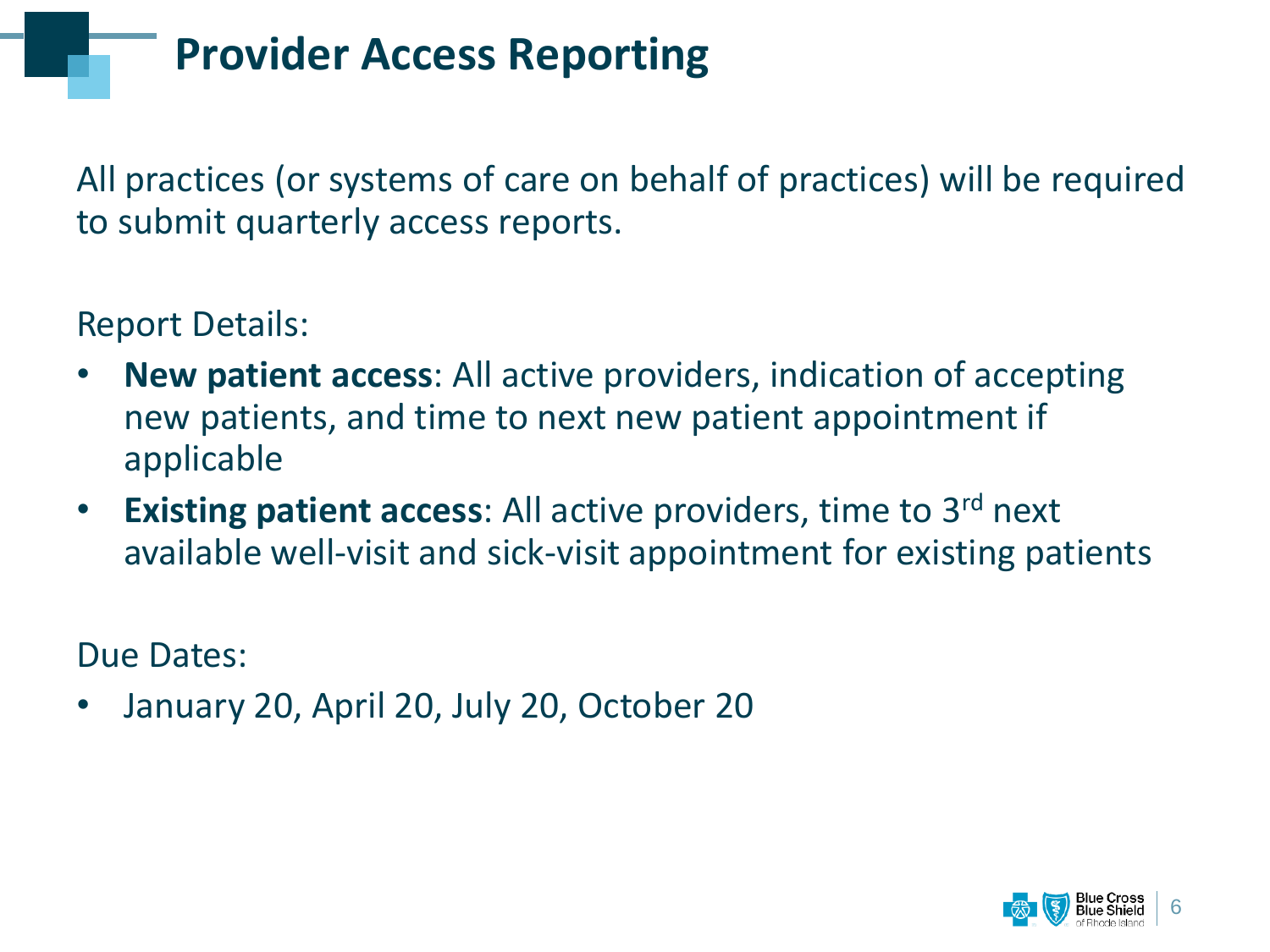# Provider Access Reporting

All practices (or systems of care on behalf of practices) will be required to submit quarterly access reports.

Report Details:

- **New patient access**: All active providers, indication of accepting new patients, and time to next new patient appointment if applicable
- **Existing patient access**: All active providers, time to 3rd next available well-visit and sick-visit appointment for existing patients

Due Dates:

- January 20, April 20, July 20, October 20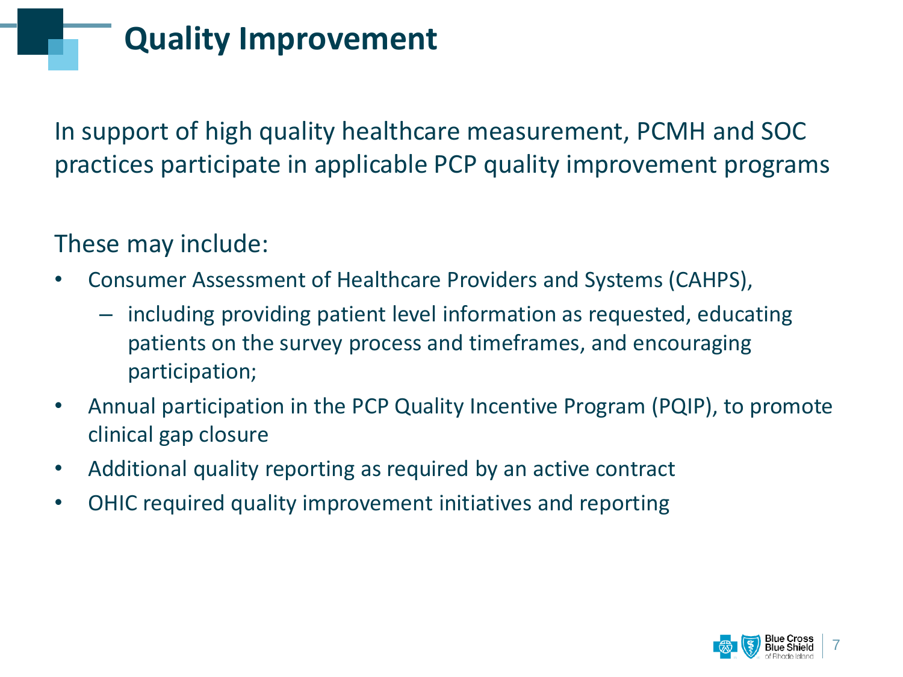# Quality Improvement

In support of high quality healthcare measurement, PCMH and SOC practices participate in applicable PCP quality improvement programs

These may include:

- Consumer Assessment of Healthcare Providers and Systems (CAHPS),
  - including providing patient level information as requested, educating patients on the survey process and timeframes, and encouraging participation;
- Annual participation in the PCP Quality Incentive Program (PQIP), to promote clinical gap closure
- Additional quality reporting as required by an active contract
- OHIC required quality improvement initiatives and reporting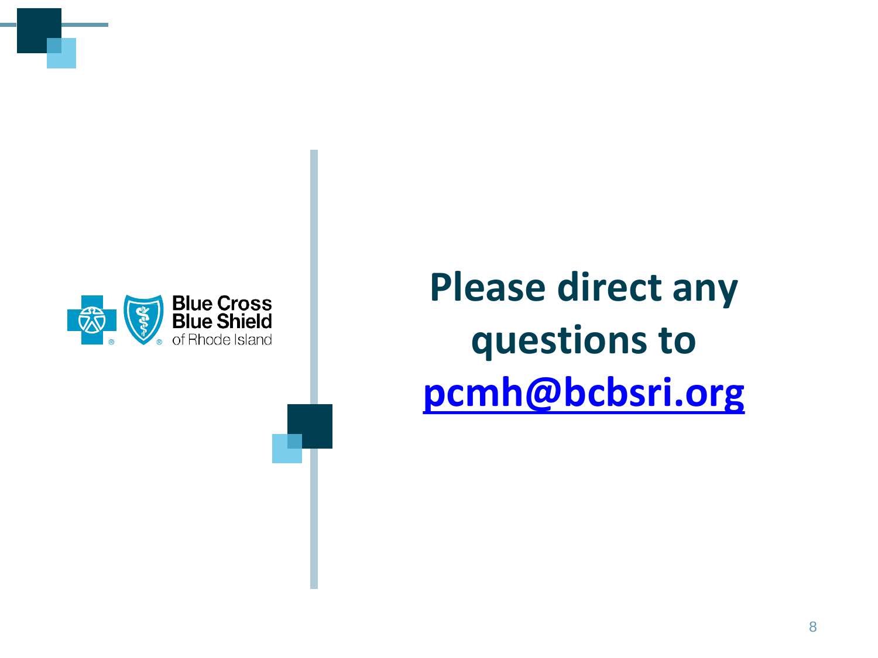Blue Cross Blue Shield of Rhode Island

**Please direct any questions to [pcmh@bcbsri.org](mailto:pcmh@bcbsri.org)**